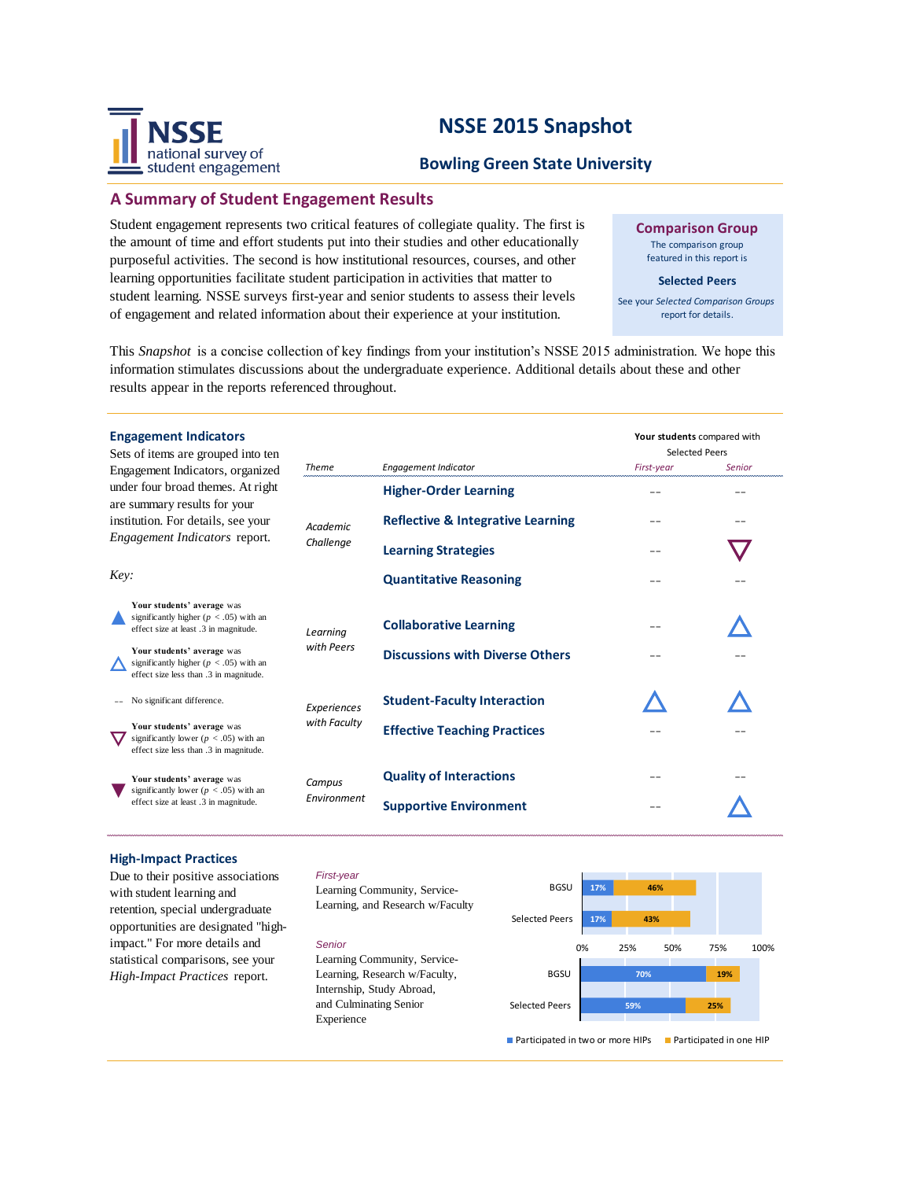# NSSE 2015 Snapshot

## Bowling Green State University

## A Summary of Student Engagement Results

Student engagement represents two critical features of collegiate quality. The first is the amount of time and effort students put into their studies and other educationally purposeful activities. The second is how institutional resources, courses, and other learning opportunities facilitate student participation in activities that matter to student learning. NSSE surveys first-year and senior students to assess their levels of engagement and related information about their experience at your institution.

**Comparison Group**

The comparison group featured in this report is

**Selected Peers**

See your *Selected Comparison Groups* report for details.

This *Snapshot* is a concise collection of key findings from your institution's NSSE 2015 administration. We hope this information stimulates discussions about the undergraduate experience. Additional details about these and other results appear in the reports referenced throughout.

### Engagement Indicators

Sets of items are grouped into ten Engagement Indicators, organized under four broad themes. At right are summary results for your institution. For details, see your *Engagement Indicators* report.

*Key:*

- ▲ **Your students' average** was significantly higher ($p < .05$) with an effect size at least .3 in magnitude.
- △ **Your students' average** was significantly higher ($p < .05$) with an effect size less than .3 in magnitude.
- -- No significant difference.
- ▽ **Your students' average** was significantly lower ($p < .05$) with an effect size less than .3 in magnitude.
- ▼ **Your students' average** was significantly lower ($p < .05$) with an effect size at least .3 in magnitude.

**Your students** compared with Selected Peers

| *Theme* | *Engagement Indicator* | *First-year* | *Senior* |
|---|---|---|---|
| *Academic Challenge* | **Higher-Order Learning** | -- | -- |
| | **Reflective & Integrative Learning** | -- | -- |
| | **Learning Strategies** | -- | ▽ |
| | **Quantitative Reasoning** | -- | -- |
| *Learning with Peers* | **Collaborative Learning** | -- | △ |
| | **Discussions with Diverse Others** | -- | -- |
| *Experiences with Faculty* | **Student-Faculty Interaction** | △ | △ |
| | **Effective Teaching Practices** | -- | -- |
| *Campus Environment* | **Quality of Interactions** | -- | -- |
| | **Supportive Environment** | -- | △ |

### High-Impact Practices

Due to their positive associations with student learning and retention, special undergraduate opportunities are designated "high-impact." For more details and statistical comparisons, see your *High-Impact Practices* report.

*First-year*
Learning Community, Service-Learning, and Research w/Faculty

*Senior*
Learning Community, Service-Learning, Research w/Faculty, Internship, Study Abroad, and Culminating Senior Experience

| | | Participated in two or more HIPs | Participated in one HIP |
|---|---|---|---|
| First-year | BGSU | 17% | 46% |
| | Selected Peers | 17% | 43% |
| Senior | BGSU | 70% | 19% |
| | Selected Peers | 59% | 25% |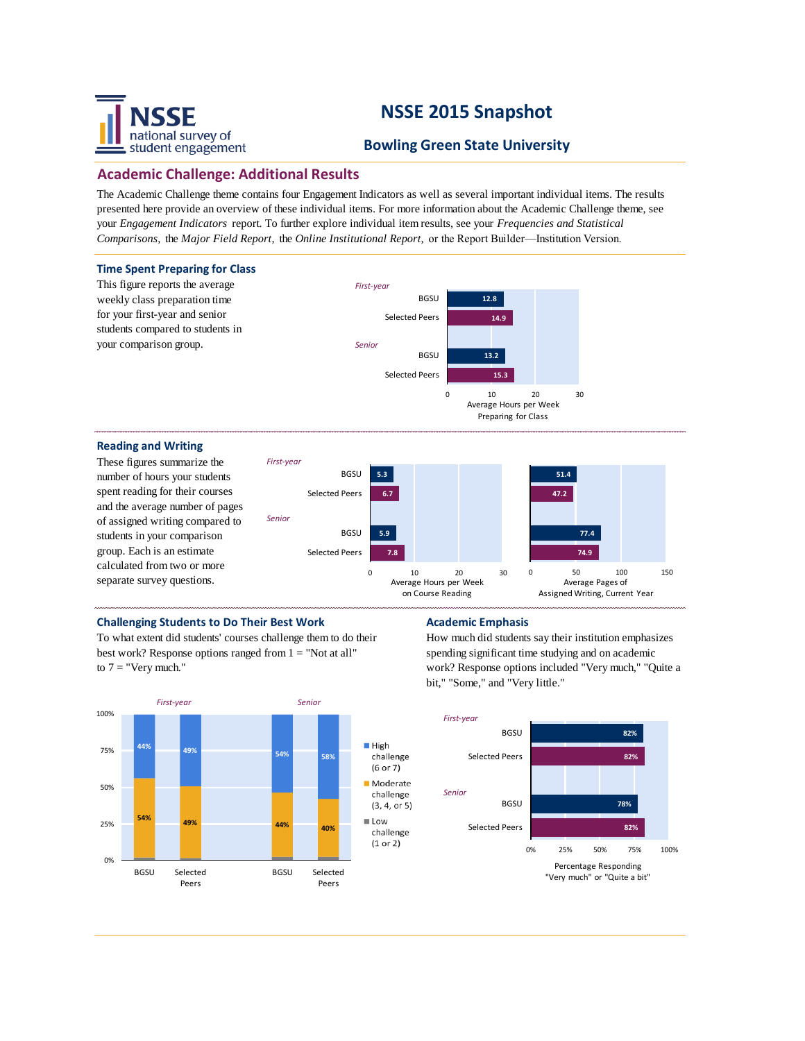# NSSE 2015 Snapshot

## Bowling Green State University

## Academic Challenge: Additional Results

The Academic Challenge theme contains four Engagement Indicators as well as several important individual items. The results presented here provide an overview of these individual items. For more information about the Academic Challenge theme, see your *Engagement Indicators* report. To further explore individual item results, see your *Frequencies and Statistical Comparisons,* the *Major Field Report,* the *Online Institutional Report,* or the Report Builder—Institution Version.

### Time Spent Preparing for Class

This figure reports the average weekly class preparation time for your first-year and senior students compared to students in your comparison group.

| | | Average Hours per Week Preparing for Class |
|---|---|---|
| First-year | BGSU | 12.8 |
| | Selected Peers | 14.9 |
| Senior | BGSU | 13.2 |
| | Selected Peers | 15.3 |

### Reading and Writing

These figures summarize the number of hours your students spent reading for their courses and the average number of pages of assigned writing compared to students in your comparison group. Each is an estimate calculated from two or more separate survey questions.

| | | Average Hours per Week on Course Reading | Average Pages of Assigned Writing, Current Year |
|---|---|---|---|
| First-year | BGSU | 5.3 | 51.4 |
| | Selected Peers | 6.7 | 47.2 |
| Senior | BGSU | 5.9 | 77.4 |
| | Selected Peers | 7.8 | 74.9 |

### Challenging Students to Do Their Best Work

To what extent did students' courses challenge them to do their best work? Response options ranged from 1 = "Not at all" to 7 = "Very much."

| | | High challenge (6 or 7) | Moderate challenge (3, 4, or 5) | Low challenge (1 or 2) |
|---|---|---|---|---|
| First-year | BGSU | 44% | 54% | |
| | Selected Peers | 49% | 49% | |
| Senior | BGSU | 54% | 44% | |
| | Selected Peers | 58% | 40% | |

### Academic Emphasis

How much did students say their institution emphasizes spending significant time studying and on academic work? Response options included "Very much," "Quite a bit," "Some," and "Very little."

| | | Percentage Responding "Very much" or "Quite a bit" |
|---|---|---|
| First-year | BGSU | 82% |
| | Selected Peers | 82% |
| Senior | BGSU | 78% |
| | Selected Peers | 82% |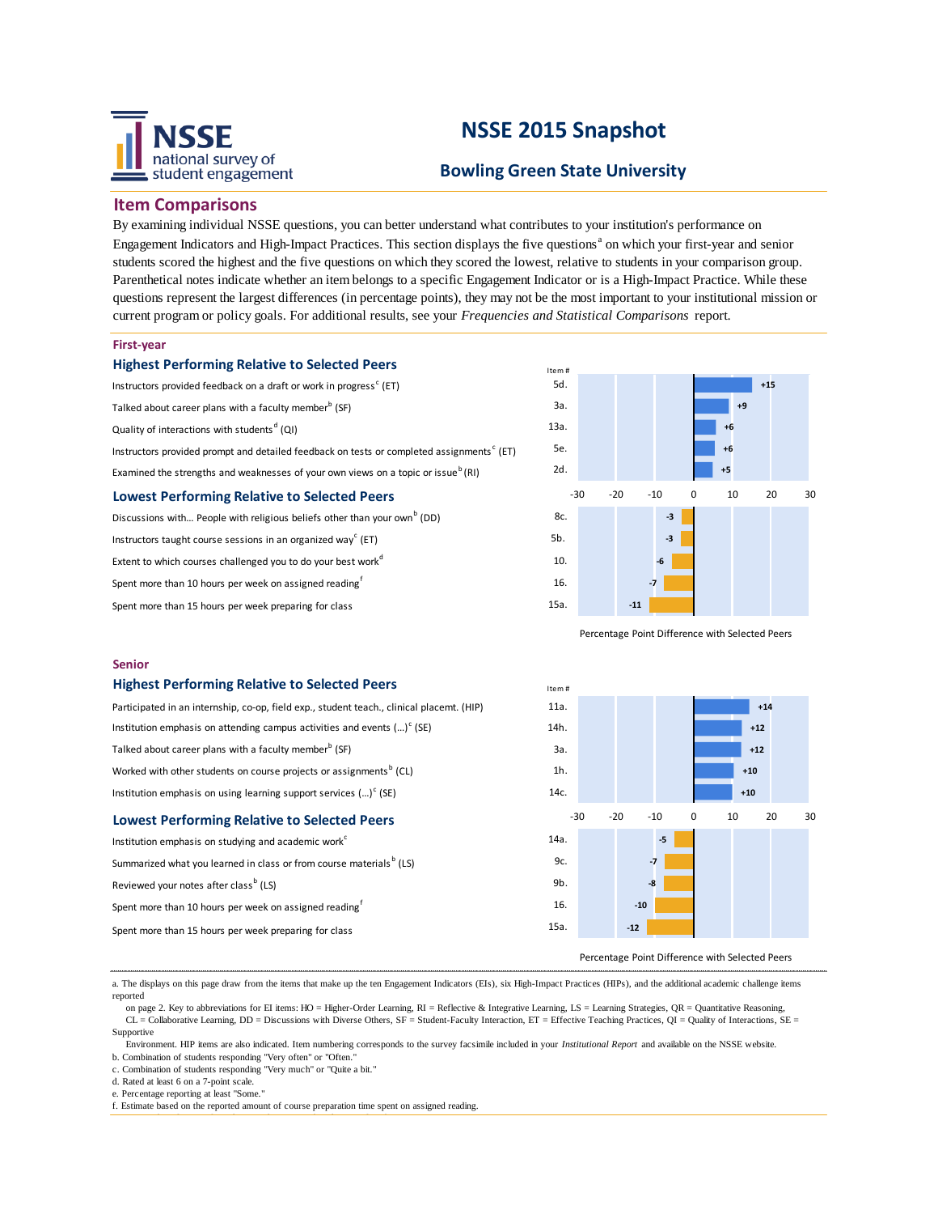# NSSE 2015 Snapshot

## Bowling Green State University

## Item Comparisons

By examining individual NSSE questions, you can better understand what contributes to your institution's performance on Engagement Indicators and High-Impact Practices. This section displays the five questions[a] on which your first-year and senior students scored the highest and the five questions on which they scored the lowest, relative to students in your comparison group. Parenthetical notes indicate whether an item belongs to a specific Engagement Indicator or is a High-Impact Practice. While these questions represent the largest differences (in percentage points), they may not be the most important to your institutional mission or current program or policy goals. For additional results, see your *Frequencies and Statistical Comparisons* report.

### First-year

#### Highest Performing Relative to Selected Peers

| Item | Item # | Percentage Point Difference with Selected Peers |
|---|---|---|
| Instructors provided feedback on a draft or work in progress[c] (ET) | 5d. | +15 |
| Talked about career plans with a faculty member[b] (SF) | 3a. | +9 |
| Quality of interactions with students[d] (QI) | 13a. | +6 |
| Instructors provided prompt and detailed feedback on tests or completed assignments[c] (ET) | 5e. | +6 |
| Examined the strengths and weaknesses of your own views on a topic or issue[b] (RI) | 2d. | +5 |

#### Lowest Performing Relative to Selected Peers

| Item | Item # | Percentage Point Difference with Selected Peers |
|---|---|---|
| Discussions with... People with religious beliefs other than your own[b] (DD) | 8c. | -3 |
| Instructors taught course sessions in an organized way[c] (ET) | 5b. | -3 |
| Extent to which courses challenged you to do your best work[d] | 10. | -6 |
| Spent more than 10 hours per week on assigned reading[f] | 16. | -7 |
| Spent more than 15 hours per week preparing for class | 15a. | -11 |

### Senior

#### Highest Performing Relative to Selected Peers

| Item | Item # | Percentage Point Difference with Selected Peers |
|---|---|---|
| Participated in an internship, co-op, field exp., student teach., clinical placemt. (HIP) | 11a. | +14 |
| Institution emphasis on attending campus activities and events (...)[c] (SE) | 14h. | +12 |
| Talked about career plans with a faculty member[b] (SF) | 3a. | +12 |
| Worked with other students on course projects or assignments[b] (CL) | 1h. | +10 |
| Institution emphasis on using learning support services (...)[c] (SE) | 14c. | +10 |

#### Lowest Performing Relative to Selected Peers

| Item | Item # | Percentage Point Difference with Selected Peers |
|---|---|---|
| Institution emphasis on studying and academic work[c] | 14a. | -5 |
| Summarized what you learned in class or from course materials[b] (LS) | 9c. | -7 |
| Reviewed your notes after class[b] (LS) | 9b. | -8 |
| Spent more than 10 hours per week on assigned reading[f] | 16. | -10 |
| Spent more than 15 hours per week preparing for class | 15a. | -12 |

---

a. The displays on this page draw from the items that make up the ten Engagement Indicators (EIs), six High-Impact Practices (HIPs), and the additional academic challenge items reported on page 2. Key to abbreviations for EI items: HO = Higher-Order Learning, RI = Reflective & Integrative Learning, LS = Learning Strategies, QR = Quantitative Reasoning, CL = Collaborative Learning, DD = Discussions with Diverse Others, SF = Student-Faculty Interaction, ET = Effective Teaching Practices, QI = Quality of Interactions, SE = Supportive Environment. HIP items are also indicated. Item numbering corresponds to the survey facsimile included in your *Institutional Report* and available on the NSSE website.

b. Combination of students responding "Very often" or "Often."

c. Combination of students responding "Very much" or "Quite a bit."

d. Rated at least 6 on a 7-point scale.

e. Percentage reporting at least "Some."

f. Estimate based on the reported amount of course preparation time spent on assigned reading.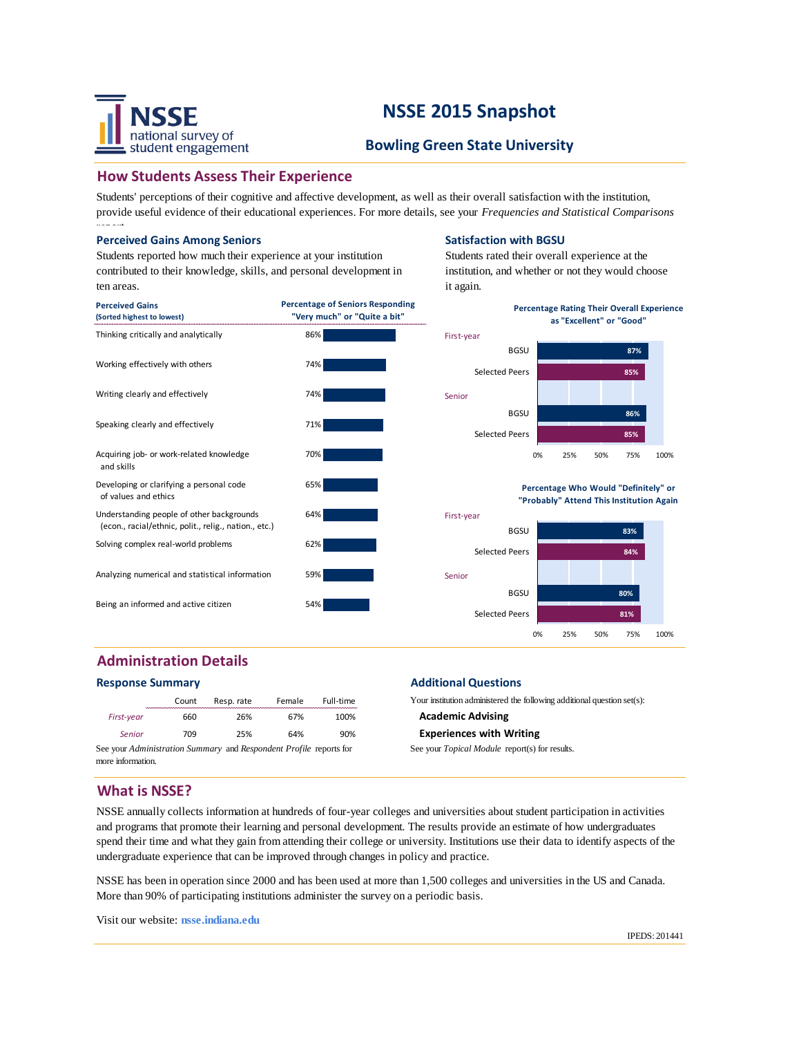# NSSE 2015 Snapshot

## Bowling Green State University

## How Students Assess Their Experience

Students' perceptions of their cognitive and affective development, as well as their overall satisfaction with the institution, provide useful evidence of their educational experiences. For more details, see your *Frequencies and Statistical Comparisons* report.

### Perceived Gains Among Seniors

Students reported how much their experience at your institution contributed to their knowledge, skills, and personal development in ten areas.

Perceived Gains (Sorted highest to lowest)
Percentage of Seniors Responding "Very much" or "Quite a bit"

Thinking critically and analytically 86%
Working effectively with others 74%
Writing clearly and effectively 74%
Speaking clearly and effectively 71%
Acquiring job- or work-related knowledge and skills 70%
Developing or clarifying a personal code of values and ethics 65%
Understanding people of other backgrounds (econ., racial/ethnic, polit., relig., nation., etc.) 64%
Solving complex real-world problems 62%
Analyzing numerical and statistical information 59%
Being an informed and active citizen 54%

### Satisfaction with BGSU

Students rated their overall experience at the institution, and whether or not they would choose it again.

Percentage Rating Their Overall Experience as "Excellent" or "Good"

First-year
BGSU 87%
Selected Peers 85%
Senior
BGSU 86%
Selected Peers 85%
0% 25% 50% 75% 100%

Percentage Who Would "Definitely" or "Probably" Attend This Institution Again

First-year
BGSU 83%
Selected Peers 84%
Senior
BGSU 80%
Selected Peers 81%
0% 25% 50% 75% 100%

## Administration Details

### Response Summary

| | Count | Resp. rate | Female | Full-time |
|---|---|---|---|---|
| *First-year* | 660 | 26% | 67% | 100% |
| *Senior* | 709 | 25% | 64% | 90% |

See your *Administration Summary* and *Respondent Profile* reports for more information.

### Additional Questions

Your institution administered the following additional question set(s):

**Academic Advising**

**Experiences with Writing**

See your *Topical Module* report(s) for results.

## What is NSSE?

NSSE annually collects information at hundreds of four-year colleges and universities about student participation in activities and programs that promote their learning and personal development. The results provide an estimate of how undergraduates spend their time and what they gain from attending their college or university. Institutions use their data to identify aspects of the undergraduate experience that can be improved through changes in policy and practice.

NSSE has been in operation since 2000 and has been used at more than 1,500 colleges and universities in the US and Canada. More than 90% of participating institutions administer the survey on a periodic basis.

Visit our website: **nsse.indiana.edu**

IPEDS: 201441